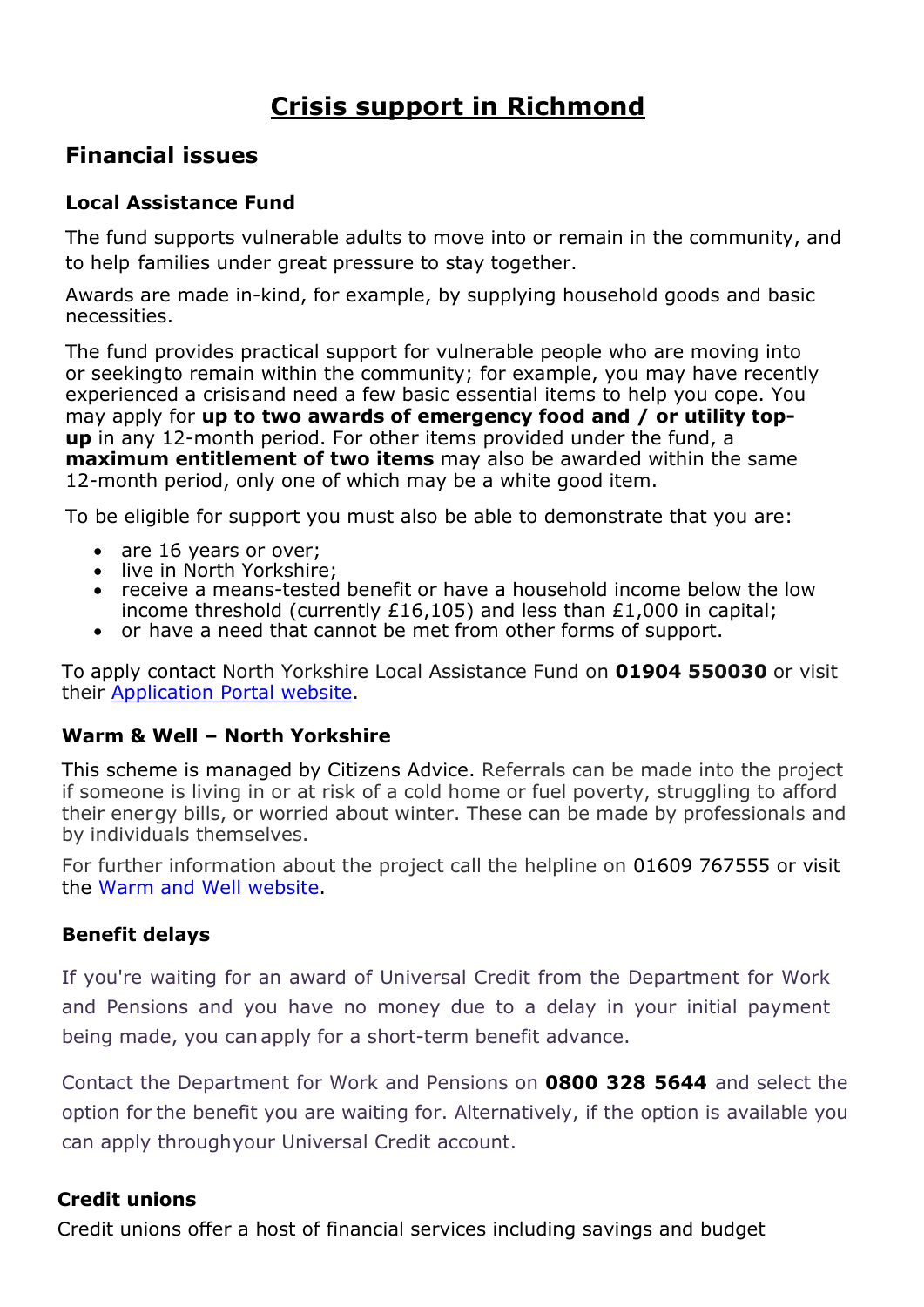# Crisis support in Richmond

## Financial issues

### Local Assistance Fund

The fund supports vulnerable adults to move into or remain in the community, and to help families under great pressure to stay together.

Awards are made in-kind, for example, by supplying household goods and basic necessities.

The fund provides practical support for vulnerable people who are moving into or seeking to remain within the community; for example, you may have recently experienced a crisis and need a few basic essential items to help you cope. You may apply for **up to two awards of emergency food and / or utility top-up** in any 12-month period. For other items provided under the fund, a **maximum entitlement of two items** may also be awarded within the same 12-month period, only one of which may be a white good item.

To be eligible for support you must also be able to demonstrate that you are:

- are 16 years or over;
- live in North Yorkshire;
- receive a means-tested benefit or have a household income below the low income threshold (currently £16,105) and less than £1,000 in capital;
- or have a need that cannot be met from other forms of support.

To apply contact North Yorkshire Local Assistance Fund on **01904 550030** or visit their Application Portal website.

### Warm & Well – North Yorkshire

This scheme is managed by Citizens Advice. Referrals can be made into the project if someone is living in or at risk of a cold home or fuel poverty, struggling to afford their energy bills, or worried about winter. These can be made by professionals and by individuals themselves.

For further information about the project call the helpline on 01609 767555 or visit the Warm and Well website.

### Benefit delays

If you're waiting for an award of Universal Credit from the Department for Work and Pensions and you have no money due to a delay in your initial payment being made, you can apply for a short-term benefit advance.

Contact the Department for Work and Pensions on **0800 328 5644** and select the option for the benefit you are waiting for. Alternatively, if the option is available you can apply through your Universal Credit account.

### Credit unions

Credit unions offer a host of financial services including savings and budget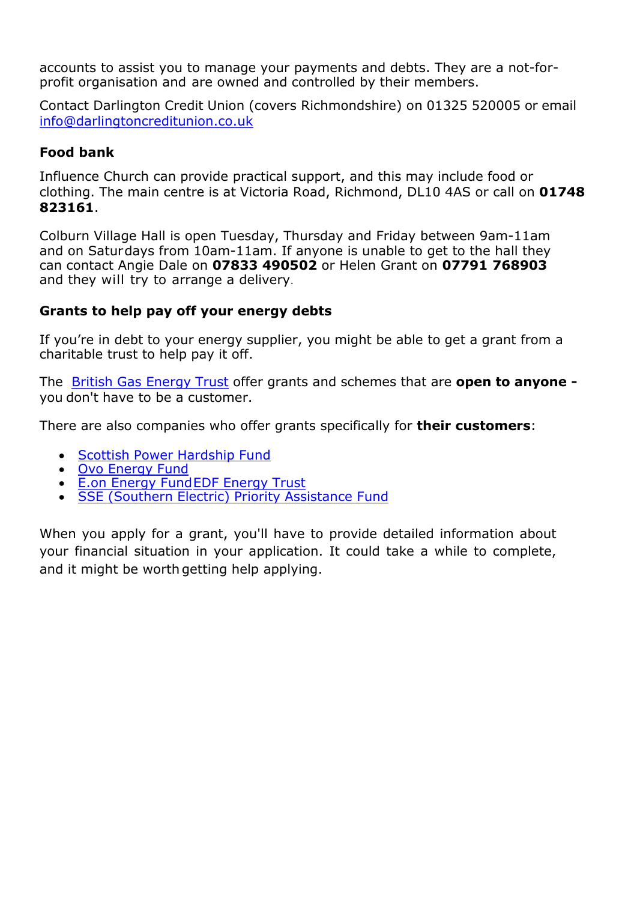accounts to assist you to manage your payments and debts. They are a not-for-profit organisation and are owned and controlled by their members.

Contact Darlington Credit Union (covers Richmondshire) on 01325 520005 or email info@darlingtoncreditunion.co.uk

### Food bank

Influence Church can provide practical support, and this may include food or clothing. The main centre is at Victoria Road, Richmond, DL10 4AS or call on **01748 823161**.

Colburn Village Hall is open Tuesday, Thursday and Friday between 9am-11am and on Saturdays from 10am-11am. If anyone is unable to get to the hall they can contact Angie Dale on **07833 490502** or Helen Grant on **07791 768903** and they will try to arrange a delivery.

### Grants to help pay off your energy debts

If you're in debt to your energy supplier, you might be able to get a grant from a charitable trust to help pay it off.

The British Gas Energy Trust offer grants and schemes that are **open to anyone -** you don't have to be a customer.

There are also companies who offer grants specifically for **their customers**:

- Scottish Power Hardship Fund
- Ovo Energy Fund
- E.on Energy Fund EDF Energy Trust
- SSE (Southern Electric) Priority Assistance Fund

When you apply for a grant, you'll have to provide detailed information about your financial situation in your application. It could take a while to complete, and it might be worth getting help applying.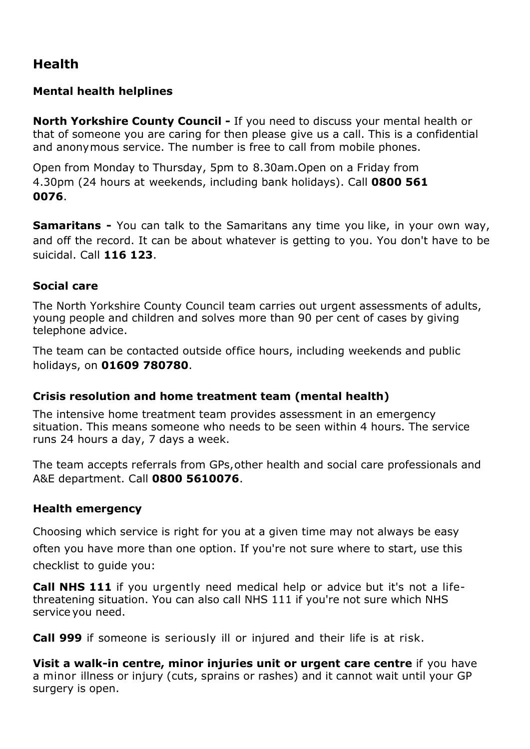## Health

### Mental health helplines

**North Yorkshire County Council -** If you need to discuss your mental health or that of someone you are caring for then please give us a call. This is a confidential and anonymous service. The number is free to call from mobile phones.

Open from Monday to Thursday, 5pm to 8.30am.Open on a Friday from 4.30pm (24 hours at weekends, including bank holidays). Call **0800 561 0076**.

**Samaritans -** You can talk to the Samaritans any time you like, in your own way, and off the record. It can be about whatever is getting to you. You don't have to be suicidal. Call **116 123**.

### Social care

The North Yorkshire County Council team carries out urgent assessments of adults, young people and children and solves more than 90 per cent of cases by giving telephone advice.

The team can be contacted outside office hours, including weekends and public holidays, on **01609 780780**.

### Crisis resolution and home treatment team (mental health)

The intensive home treatment team provides assessment in an emergency situation. This means someone who needs to be seen within 4 hours. The service runs 24 hours a day, 7 days a week.

The team accepts referrals from GPs, other health and social care professionals and A&E department. Call **0800 5610076**.

### Health emergency

Choosing which service is right for you at a given time may not always be easy often you have more than one option. If you're not sure where to start, use this checklist to guide you:

**Call NHS 111** if you urgently need medical help or advice but it's not a life-threatening situation. You can also call NHS 111 if you're not sure which NHS service you need.

**Call 999** if someone is seriously ill or injured and their life is at risk.

**Visit a walk-in centre, minor injuries unit or urgent care centre** if you have a minor illness or injury (cuts, sprains or rashes) and it cannot wait until your GP surgery is open.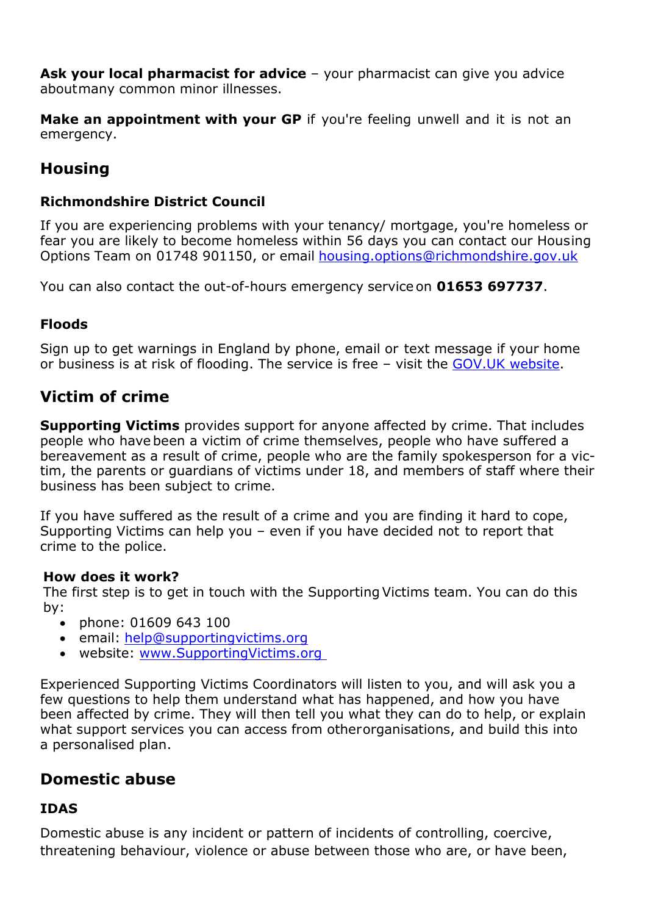**Ask your local pharmacist for advice** – your pharmacist can give you advice about many common minor illnesses.

**Make an appointment with your GP** if you're feeling unwell and it is not an emergency.

## Housing

### Richmondshire District Council

If you are experiencing problems with your tenancy/ mortgage, you're homeless or fear you are likely to become homeless within 56 days you can contact our Housing Options Team on 01748 901150, or email [housing.options@richmondshire.gov.uk](mailto:housing.options@richmondshire.gov.uk)

You can also contact the out-of-hours emergency service on **01653 697737**.

### Floods

Sign up to get warnings in England by phone, email or text message if your home or business is at risk of flooding. The service is free – visit the [GOV.UK website](GOV.UK website).

## Victim of crime

**Supporting Victims** provides support for anyone affected by crime. That includes people who have been a victim of crime themselves, people who have suffered a bereavement as a result of crime, people who are the family spokesperson for a victim, the parents or guardians of victims under 18, and members of staff where their business has been subject to crime.

If you have suffered as the result of a crime and you are finding it hard to cope, Supporting Victims can help you – even if you have decided not to report that crime to the police.

**How does it work?**
The first step is to get in touch with the Supporting Victims team. You can do this by:

- phone: 01609 643 100
- email: [help@supportingvictims.org](mailto:help@supportingvictims.org)
- website: [www.SupportingVictims.org](http://www.SupportingVictims.org)

Experienced Supporting Victims Coordinators will listen to you, and will ask you a few questions to help them understand what has happened, and how you have been affected by crime. They will then tell you what they can do to help, or explain what support services you can access from other organisations, and build this into a personalised plan.

## Domestic abuse

### IDAS

Domestic abuse is any incident or pattern of incidents of controlling, coercive, threatening behaviour, violence or abuse between those who are, or have been,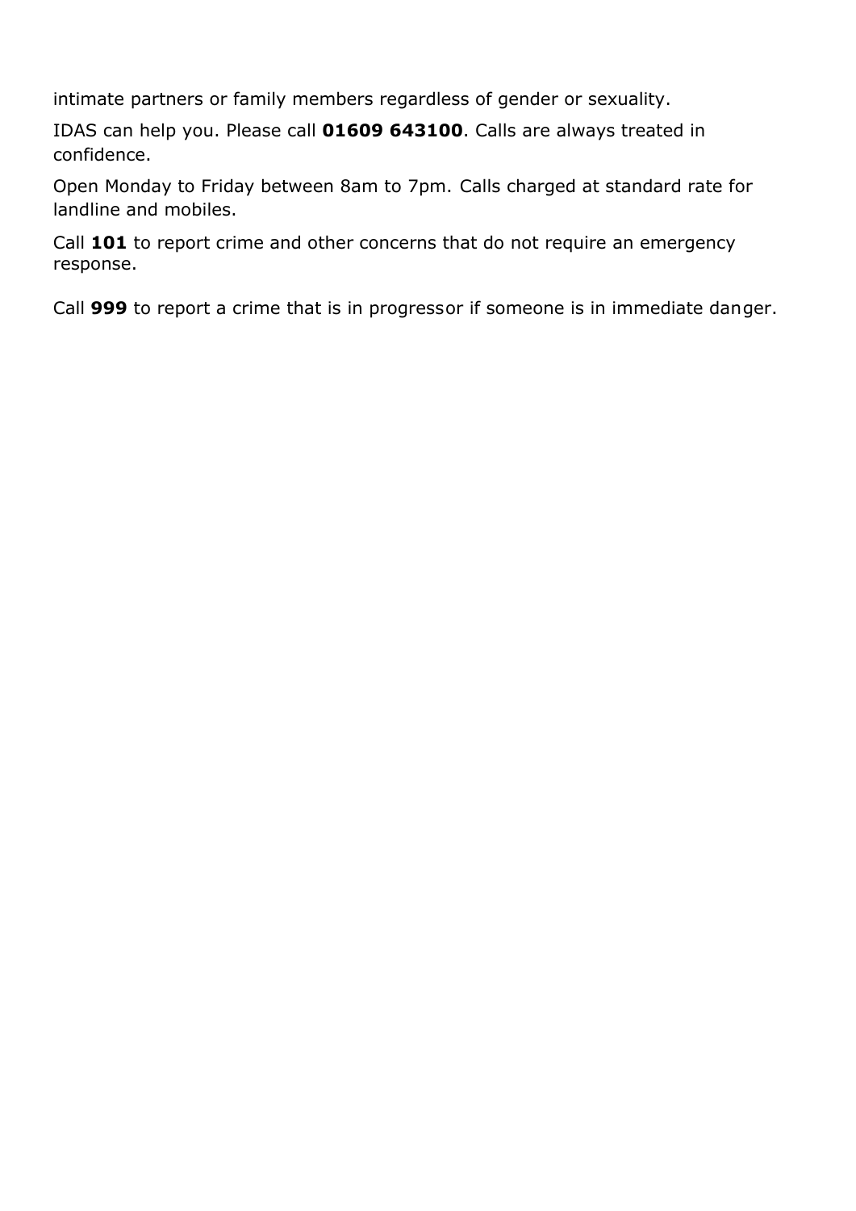intimate partners or family members regardless of gender or sexuality.

IDAS can help you. Please call **01609 643100**. Calls are always treated in confidence.

Open Monday to Friday between 8am to 7pm. Calls charged at standard rate for landline and mobiles.

Call **101** to report crime and other concerns that do not require an emergency response.

Call **999** to report a crime that is in progressor if someone is in immediate danger.